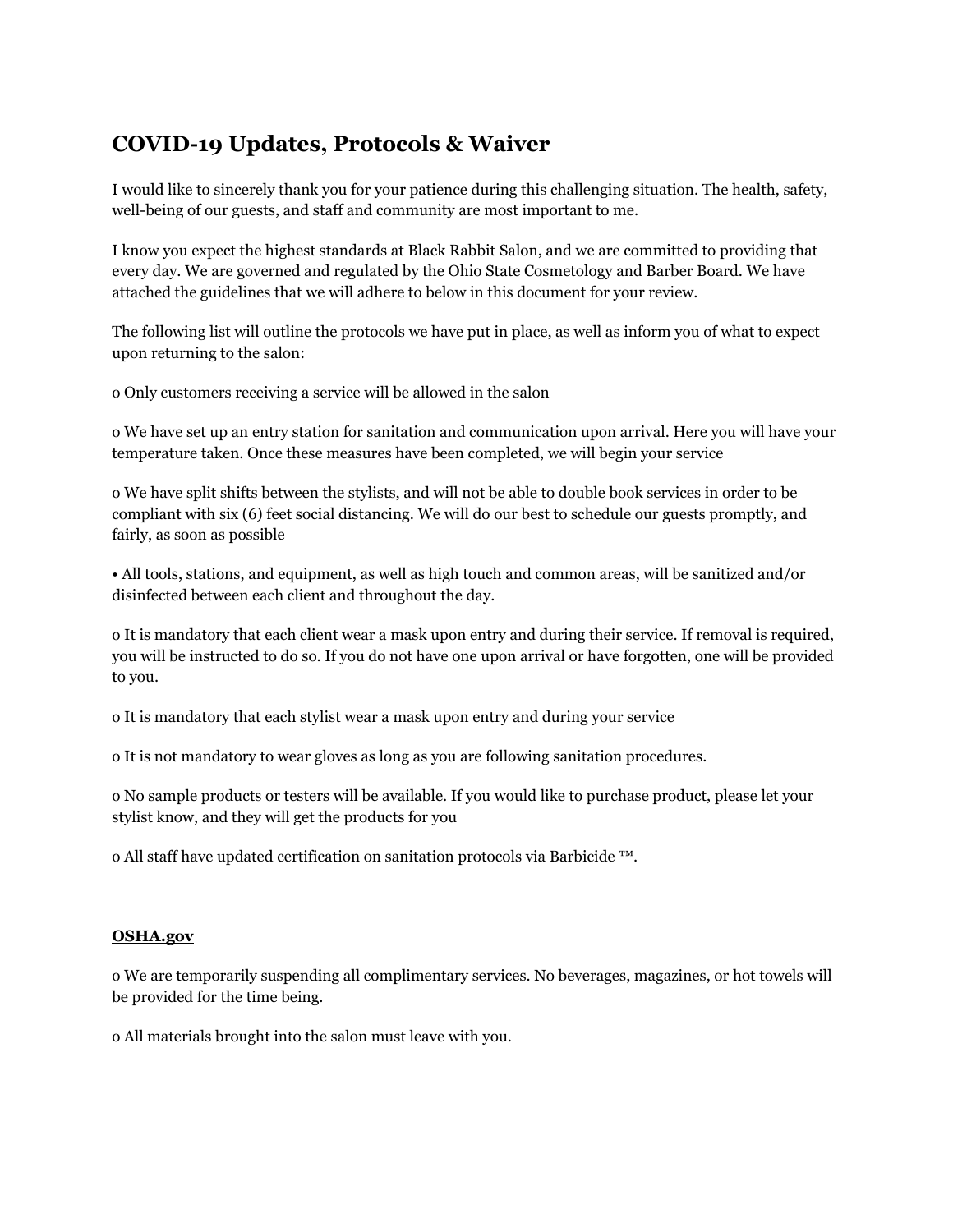# COVID-19 Updates, Protocols & Waiver

I would like to sincerely thank you for your patience during this challenging situation. The health, safety, well-being of our guests, and staff and community are most important to me.

I know you expect the highest standards at Black Rabbit Salon, and we are committed to providing that every day. We are governed and regulated by the Ohio State Cosmetology and Barber Board. We have attached the guidelines that we will adhere to below in this document for your review.

The following list will outline the protocols we have put in place, as well as inform you of what to expect upon returning to the salon:

o Only customers receiving a service will be allowed in the salon

o We have set up an entry station for sanitation and communication upon arrival. Here you will have your temperature taken. Once these measures have been completed, we will begin your service

o We have split shifts between the stylists, and will not be able to double book services in order to be compliant with six (6) feet social distancing. We will do our best to schedule our guests promptly, and fairly, as soon as possible

• All tools, stations, and equipment, as well as high touch and common areas, will be sanitized and/or disinfected between each client and throughout the day.

o It is mandatory that each client wear a mask upon entry and during their service. If removal is required, you will be instructed to do so. If you do not have one upon arrival or have forgotten, one will be provided to you.

o It is mandatory that each stylist wear a mask upon entry and during your service

o It is not mandatory to wear gloves as long as you are following sanitation procedures.

o No sample products or testers will be available. If you would like to purchase product, please let your stylist know, and they will get the products for you

o All staff have updated certification on sanitation protocols via Barbicide ™.

**OSHA.gov**

o We are temporarily suspending all complimentary services. No beverages, magazines, or hot towels will be provided for the time being.

o All materials brought into the salon must leave with you.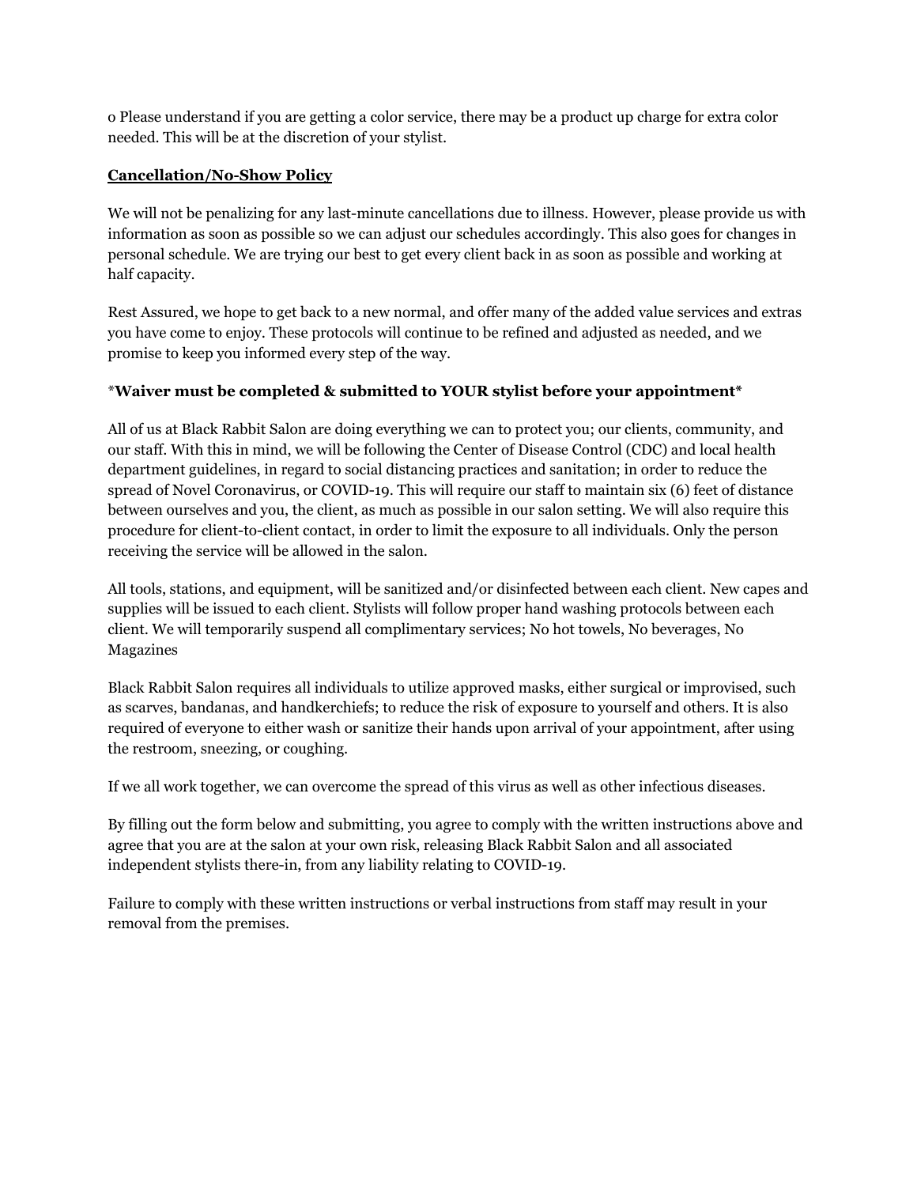o Please understand if you are getting a color service, there may be a product up charge for extra color needed. This will be at the discretion of your stylist.

**Cancellation/No-Show Policy**

We will not be penalizing for any last-minute cancellations due to illness. However, please provide us with information as soon as possible so we can adjust our schedules accordingly. This also goes for changes in personal schedule. We are trying our best to get every client back in as soon as possible and working at half capacity.

Rest Assured, we hope to get back to a new normal, and offer many of the added value services and extras you have come to enjoy. These protocols will continue to be refined and adjusted as needed, and we promise to keep you informed every step of the way.

***Waiver must be completed & submitted to YOUR stylist before your appointment***

All of us at Black Rabbit Salon are doing everything we can to protect you; our clients, community, and our staff. With this in mind, we will be following the Center of Disease Control (CDC) and local health department guidelines, in regard to social distancing practices and sanitation; in order to reduce the spread of Novel Coronavirus, or COVID-19. This will require our staff to maintain six (6) feet of distance between ourselves and you, the client, as much as possible in our salon setting. We will also require this procedure for client-to-client contact, in order to limit the exposure to all individuals. Only the person receiving the service will be allowed in the salon.

All tools, stations, and equipment, will be sanitized and/or disinfected between each client. New capes and supplies will be issued to each client. Stylists will follow proper hand washing protocols between each client. We will temporarily suspend all complimentary services; No hot towels, No beverages, No Magazines

Black Rabbit Salon requires all individuals to utilize approved masks, either surgical or improvised, such as scarves, bandanas, and handkerchiefs; to reduce the risk of exposure to yourself and others. It is also required of everyone to either wash or sanitize their hands upon arrival of your appointment, after using the restroom, sneezing, or coughing.

If we all work together, we can overcome the spread of this virus as well as other infectious diseases.

By filling out the form below and submitting, you agree to comply with the written instructions above and agree that you are at the salon at your own risk, releasing Black Rabbit Salon and all associated independent stylists there-in, from any liability relating to COVID-19.

Failure to comply with these written instructions or verbal instructions from staff may result in your removal from the premises.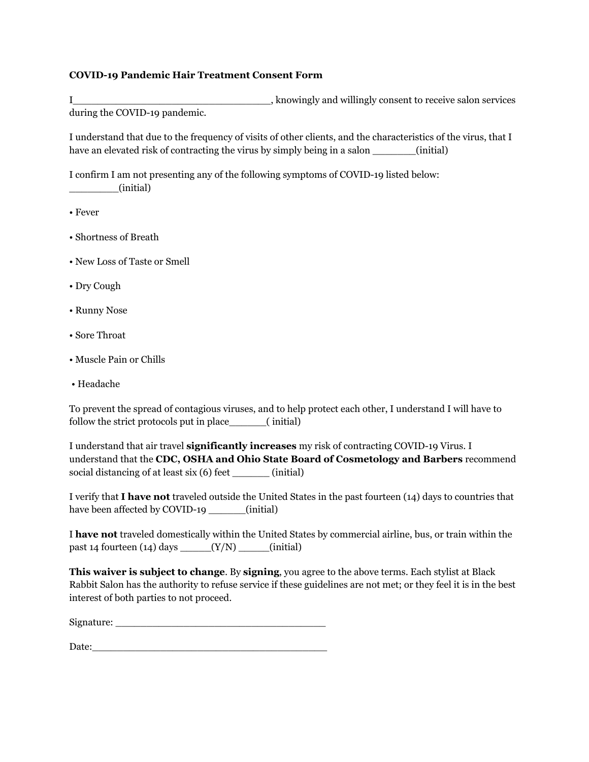**COVID-19 Pandemic Hair Treatment Consent Form**

I________________________________, knowingly and willingly consent to receive salon services during the COVID-19 pandemic.

I understand that due to the frequency of visits of other clients, and the characteristics of the virus, that I have an elevated risk of contracting the virus by simply being in a salon _______(initial)

I confirm I am not presenting any of the following symptoms of COVID-19 listed below: ________(initial)

- Fever
- Shortness of Breath
- New Loss of Taste or Smell
- Dry Cough
- Runny Nose
- Sore Throat
- Muscle Pain or Chills
- Headache

To prevent the spread of contagious viruses, and to help protect each other, I understand I will have to follow the strict protocols put in place______( initial)

I understand that air travel **significantly increases** my risk of contracting COVID-19 Virus. I understand that the **CDC, OSHA and Ohio State Board of Cosmetology and Barbers** recommend social distancing of at least six (6) feet ______ (initial)

I verify that **I have not** traveled outside the United States in the past fourteen (14) days to countries that have been affected by COVID-19 ______(initial)

I **have not** traveled domestically within the United States by commercial airline, bus, or train within the past 14 fourteen (14) days _____(Y/N) _____(initial)

**This waiver is subject to change**. By **signing**, you agree to the above terms. Each stylist at Black Rabbit Salon has the authority to refuse service if these guidelines are not met; or they feel it is in the best interest of both parties to not proceed.

Signature: ___________________________________

Date:________________________________________